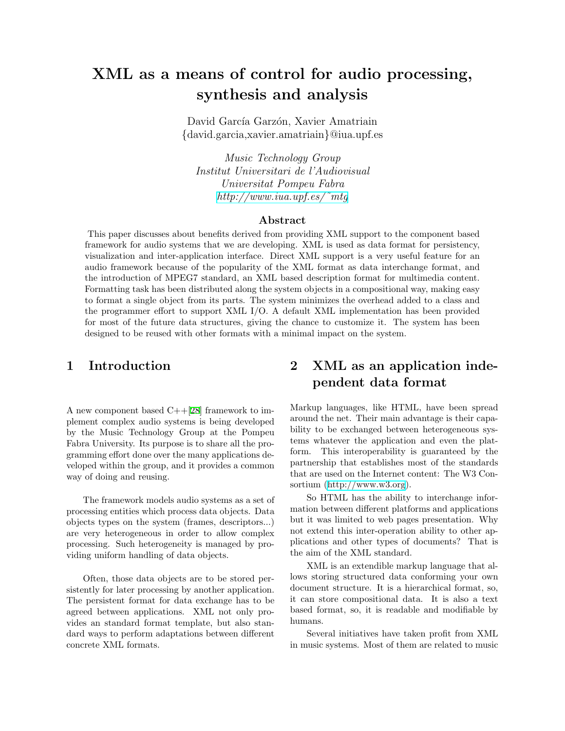# XML as a means of control for audio processing, synthesis and analysis

David García Garzón, Xavier Amatriain
{david.garcia,xavier.amatriain}@iua.upf.es

*Music Technology Group*
*Institut Universitari de l'Audiovisual*
*Universitat Pompeu Fabra*
*http://www.iua.upf.es/~mtg*

## Abstract

This paper discusses about benefits derived from providing XML support to the component based framework for audio systems that we are developing. XML is used as data format for persistency, visualization and inter-application interface. Direct XML support is a very useful feature for an audio framework because of the popularity of the XML format as data interchange format, and the introduction of MPEG7 standard, an XML based description format for multimedia content. Formatting task has been distributed along the system objects in a compositional way, making easy to format a single object from its parts. The system minimizes the overhead added to a class and the programmer effort to support XML I/O. A default XML implementation has been provided for most of the future data structures, giving the chance to customize it. The system has been designed to be reused with other formats with a minimal impact on the system.

## 1 Introduction

A new component based C++[28] framework to implement complex audio systems is being developed by the Music Technology Group at the Pompeu Fabra University. Its purpose is to share all the programming effort done over the many applications developed within the group, and it provides a common way of doing and reusing.

The framework models audio systems as a set of processing entities which process data objects. Data objects types on the system (frames, descriptors...) are very heterogeneous in order to allow complex processing. Such heterogeneity is managed by providing uniform handling of data objects.

Often, those data objects are to be stored persistently for later processing by another application. The persistent format for data exchange has to be agreed between applications. XML not only provides an standard format template, but also standard ways to perform adaptations between different concrete XML formats.

## 2 XML as an application independent data format

Markup languages, like HTML, have been spread around the net. Their main advantage is their capability to be exchanged between heterogeneous systems whatever the application and even the platform. This interoperability is guaranteed by the partnership that establishes most of the standards that are used on the Internet content: The W3 Consortium (http://www.w3.org).

So HTML has the ability to interchange information between different platforms and applications but it was limited to web pages presentation. Why not extend this inter-operation ability to other applications and other types of documents? That is the aim of the XML standard.

XML is an extendible markup language that allows storing structured data conforming your own document structure. It is a hierarchical format, so, it can store compositional data. It is also a text based format, so, it is readable and modifiable by humans.

Several initiatives have taken profit from XML in music systems. Most of them are related to music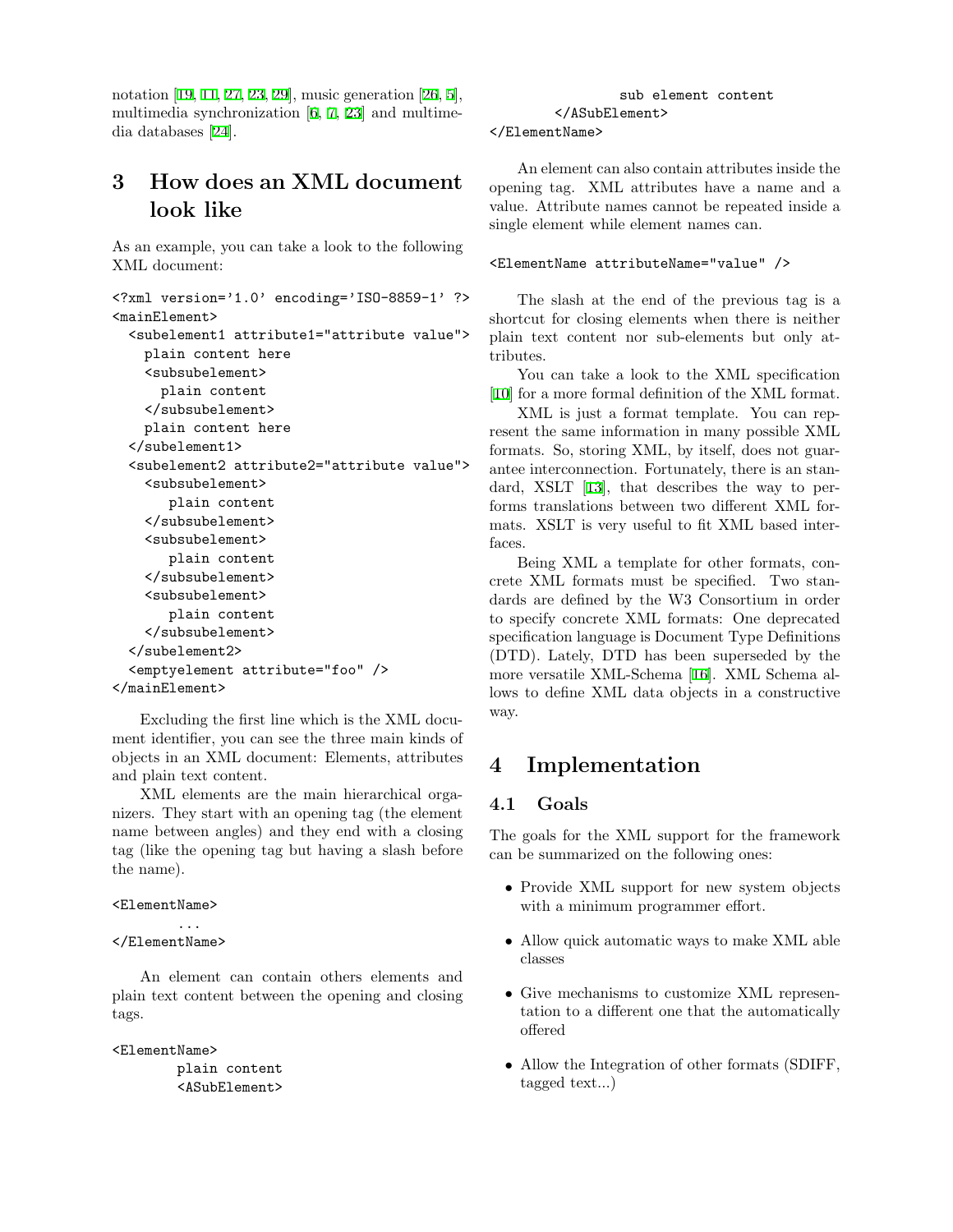notation [19, 11, 27, 23, 29], music generation [26, 5], multimedia synchronization [6, 7, 23] and multimedia databases [24].

# 3 How does an XML document look like

As an example, you can take a look to the following XML document:

```
<?xml version='1.0' encoding='ISO-8859-1' ?>
<mainElement>
  <subelement1 attribute1="attribute value">
    plain content here
    <subsubelement>
      plain content
    </subsubelement>
    plain content here
  </subelement1>
  <subelement2 attribute2="attribute value">
    <subsubelement>
       plain content
    </subsubelement>
    <subsubelement>
       plain content
    </subsubelement>
    <subsubelement>
       plain content
    </subsubelement>
  </subelement2>
  <emptyelement attribute="foo" />
</mainElement>
```

Excluding the first line which is the XML document identifier, you can see the three main kinds of objects in an XML document: Elements, attributes and plain text content.

XML elements are the main hierarchical organizers. They start with an opening tag (the element name between angles) and they end with a closing tag (like the opening tag but having a slash before the name).

```
<ElementName>
        ...
</ElementName>
```

An element can contain others elements and plain text content between the opening and closing tags.

```
<ElementName>
        plain content
        <ASubElement>
                sub element content
        </ASubElement>
</ElementName>
```

An element can also contain attributes inside the opening tag. XML attributes have a name and a value. Attribute names cannot be repeated inside a single element while element names can.

```
<ElementName attributeName="value" />
```

The slash at the end of the previous tag is a shortcut for closing elements when there is neither plain text content nor sub-elements but only attributes.

You can take a look to the XML specification [10] for a more formal definition of the XML format.

XML is just a format template. You can represent the same information in many possible XML formats. So, storing XML, by itself, does not guarantee interconnection. Fortunately, there is an standard, XSLT [13], that describes the way to performs translations between two different XML formats. XSLT is very useful to fit XML based interfaces.

Being XML a template for other formats, concrete XML formats must be specified. Two standards are defined by the W3 Consortium in order to specify concrete XML formats: One deprecated specification language is Document Type Definitions (DTD). Lately, DTD has been superseded by the more versatile XML-Schema [16]. XML Schema allows to define XML data objects in a constructive way.

# 4 Implementation

## 4.1 Goals

The goals for the XML support for the framework can be summarized on the following ones:

- Provide XML support for new system objects with a minimum programmer effort.
- Allow quick automatic ways to make XML able classes
- Give mechanisms to customize XML representation to a different one that the automatically offered
- Allow the Integration of other formats (SDIFF, tagged text...)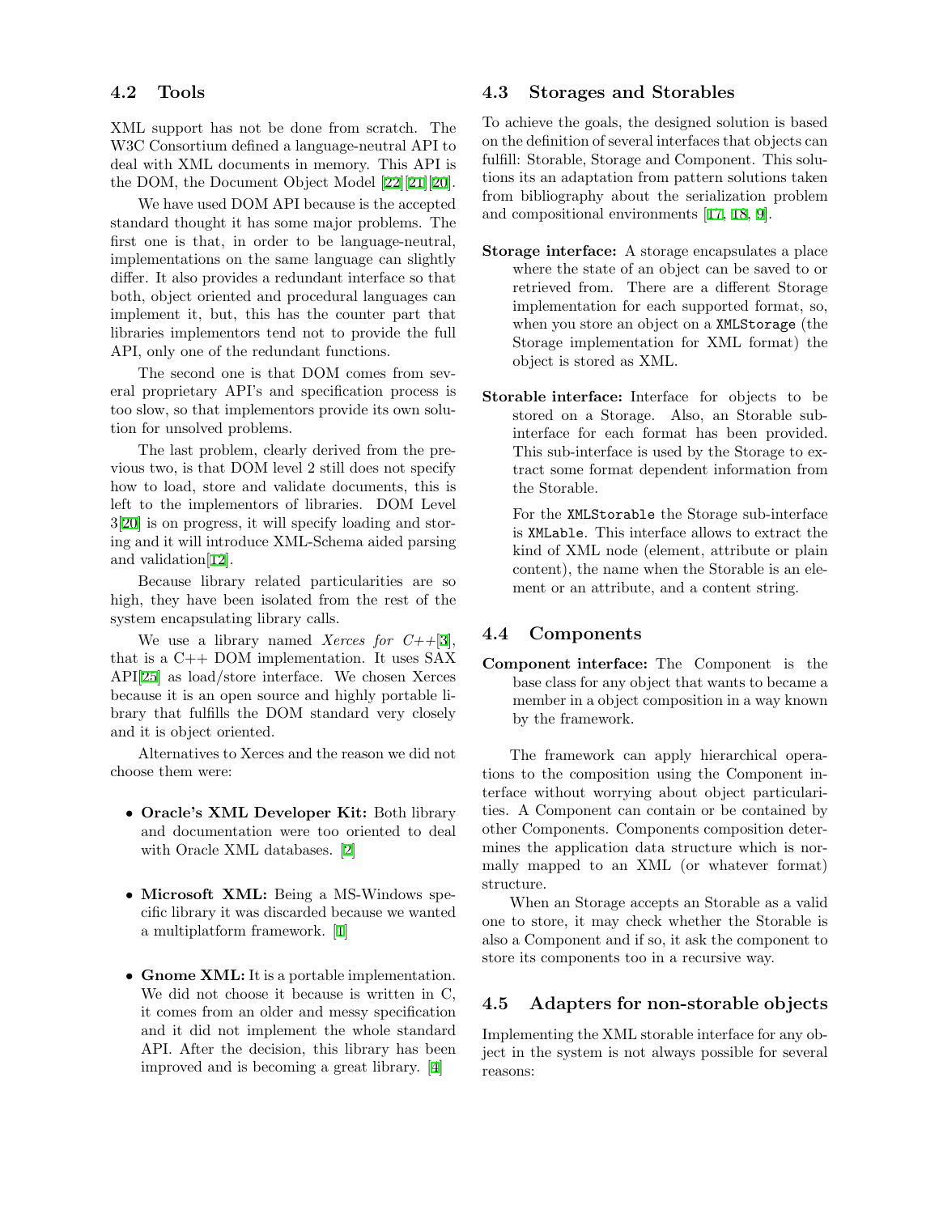## 4.2 Tools

XML support has not be done from scratch. The W3C Consortium defined a language-neutral API to deal with XML documents in memory. This API is the DOM, the Document Object Model [22][21][20].

We have used DOM API because is the accepted standard thought it has some major problems. The first one is that, in order to be language-neutral, implementations on the same language can slightly differ. It also provides a redundant interface so that both, object oriented and procedural languages can implement it, but, this has the counter part that libraries implementors tend not to provide the full API, only one of the redundant functions.

The second one is that DOM comes from several proprietary API's and specification process is too slow, so that implementors provide its own solution for unsolved problems.

The last problem, clearly derived from the previous two, is that DOM level 2 still does not specify how to load, store and validate documents, this is left to the implementors of libraries. DOM Level 3[20] is on progress, it will specify loading and storing and it will introduce XML-Schema aided parsing and validation[12].

Because library related particularities are so high, they have been isolated from the rest of the system encapsulating library calls.

We use a library named *Xerces for C++*[3], that is a C++ DOM implementation. It uses SAX API[25] as load/store interface. We chosen Xerces because it is an open source and highly portable library that fulfills the DOM standard very closely and it is object oriented.

Alternatives to Xerces and the reason we did not choose them were:

- **Oracle's XML Developer Kit:** Both library and documentation were too oriented to deal with Oracle XML databases. [2]
- **Microsoft XML:** Being a MS-Windows specific library it was discarded because we wanted a multiplatform framework. [1]
- **Gnome XML:** It is a portable implementation. We did not choose it because is written in C, it comes from an older and messy specification and it did not implement the whole standard API. After the decision, this library has been improved and is becoming a great library. [4]

## 4.3 Storages and Storables

To achieve the goals, the designed solution is based on the definition of several interfaces that objects can fulfill: Storable, Storage and Component. This solutions its an adaptation from pattern solutions taken from bibliography about the serialization problem and compositional environments [17, 18, 9].

**Storage interface:** A storage encapsulates a place where the state of an object can be saved to or retrieved from. There are a different Storage implementation for each supported format, so, when you store an object on a `XMLStorage` (the Storage implementation for XML format) the object is stored as XML.

**Storable interface:** Interface for objects to be stored on a Storage. Also, an Storable sub-interface for each format has been provided. This sub-interface is used by the Storage to extract some format dependent information from the Storable.

For the `XMLStorable` the Storage sub-interface is `XMLable`. This interface allows to extract the kind of XML node (element, attribute or plain content), the name when the Storable is an element or an attribute, and a content string.

## 4.4 Components

**Component interface:** The Component is the base class for any object that wants to became a member in a object composition in a way known by the framework.

The framework can apply hierarchical operations to the composition using the Component interface without worrying about object particularities. A Component can contain or be contained by other Components. Components composition determines the application data structure which is normally mapped to an XML (or whatever format) structure.

When an Storage accepts an Storable as a valid one to store, it may check whether the Storable is also a Component and if so, it ask the component to store its components too in a recursive way.

## 4.5 Adapters for non-storable objects

Implementing the XML storable interface for any object in the system is not always possible for several reasons: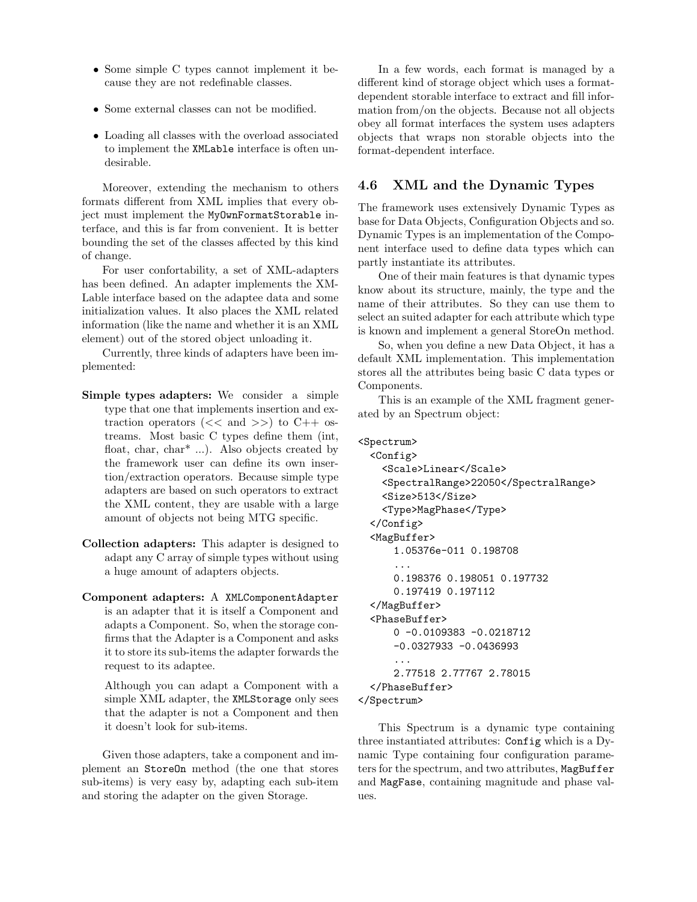- Some simple C types cannot implement it because they are not redefinable classes.
- Some external classes can not be modified.
- Loading all classes with the overload associated to implement the `XMLable` interface is often undesirable.

Moreover, extending the mechanism to others formats different from XML implies that every object must implement the `MyOwnFormatStorable` interface, and this is far from convenient. It is better bounding the set of the classes affected by this kind of change.

For user confortability, a set of XML-adapters has been defined. An adapter implements the XMLable interface based on the adaptee data and some initialization values. It also places the XML related information (like the name and whether it is an XML element) out of the stored object unloading it.

Currently, three kinds of adapters have been implemented:

**Simple types adapters:** We consider a simple type that one that implements insertion and extraction operators (<< and >>) to C++ ostreams. Most basic C types define them (int, float, char, char* ...). Also objects created by the framework user can define its own insertion/extraction operators. Because simple type adapters are based on such operators to extract the XML content, they are usable with a large amount of objects not being MTG specific.

**Collection adapters:** This adapter is designed to adapt any C array of simple types without using a huge amount of adapters objects.

**Component adapters:** A `XMLComponentAdapter` is an adapter that it is itself a Component and adapts a Component. So, when the storage confirms that the Adapter is a Component and asks it to store its sub-items the adapter forwards the request to its adaptee.

Although you can adapt a Component with a simple XML adapter, the `XMLStorage` only sees that the adapter is not a Component and then it doesn't look for sub-items.

Given those adapters, take a component and implement an `StoreOn` method (the one that stores sub-items) is very easy by, adapting each sub-item and storing the adapter on the given Storage.

In a few words, each format is managed by a different kind of storage object which uses a format-dependent storable interface to extract and fill information from/on the objects. Because not all objects obey all format interfaces the system uses adapters objects that wraps non storable objects into the format-dependent interface.

## 4.6 XML and the Dynamic Types

The framework uses extensively Dynamic Types as base for Data Objects, Configuration Objects and so. Dynamic Types is an implementation of the Component interface used to define data types which can partly instantiate its attributes.

One of their main features is that dynamic types know about its structure, mainly, the type and the name of their attributes. So they can use them to select an suited adapter for each attribute which type is known and implement a general StoreOn method.

So, when you define a new Data Object, it has a default XML implementation. This implementation stores all the attributes being basic C data types or Components.

This is an example of the XML fragment generated by an Spectrum object:

```
<Spectrum>
  <Config>
    <Scale>Linear</Scale>
    <SpectralRange>22050</SpectralRange>
    <Size>513</Size>
    <Type>MagPhase</Type>
  </Config>
  <MagBuffer>
      1.05376e-011 0.198708
      ...
      0.198376 0.198051 0.197732
      0.197419 0.197112
  </MagBuffer>
  <PhaseBuffer>
      0 -0.0109383 -0.0218712
      -0.0327933 -0.0436993
      ...
      2.77518 2.77767 2.78015
  </PhaseBuffer>
</Spectrum>
```

This Spectrum is a dynamic type containing three instantiated attributes: `Config` which is a Dynamic Type containing four configuration parameters for the spectrum, and two attributes, `MagBuffer` and `MagFase`, containing magnitude and phase values.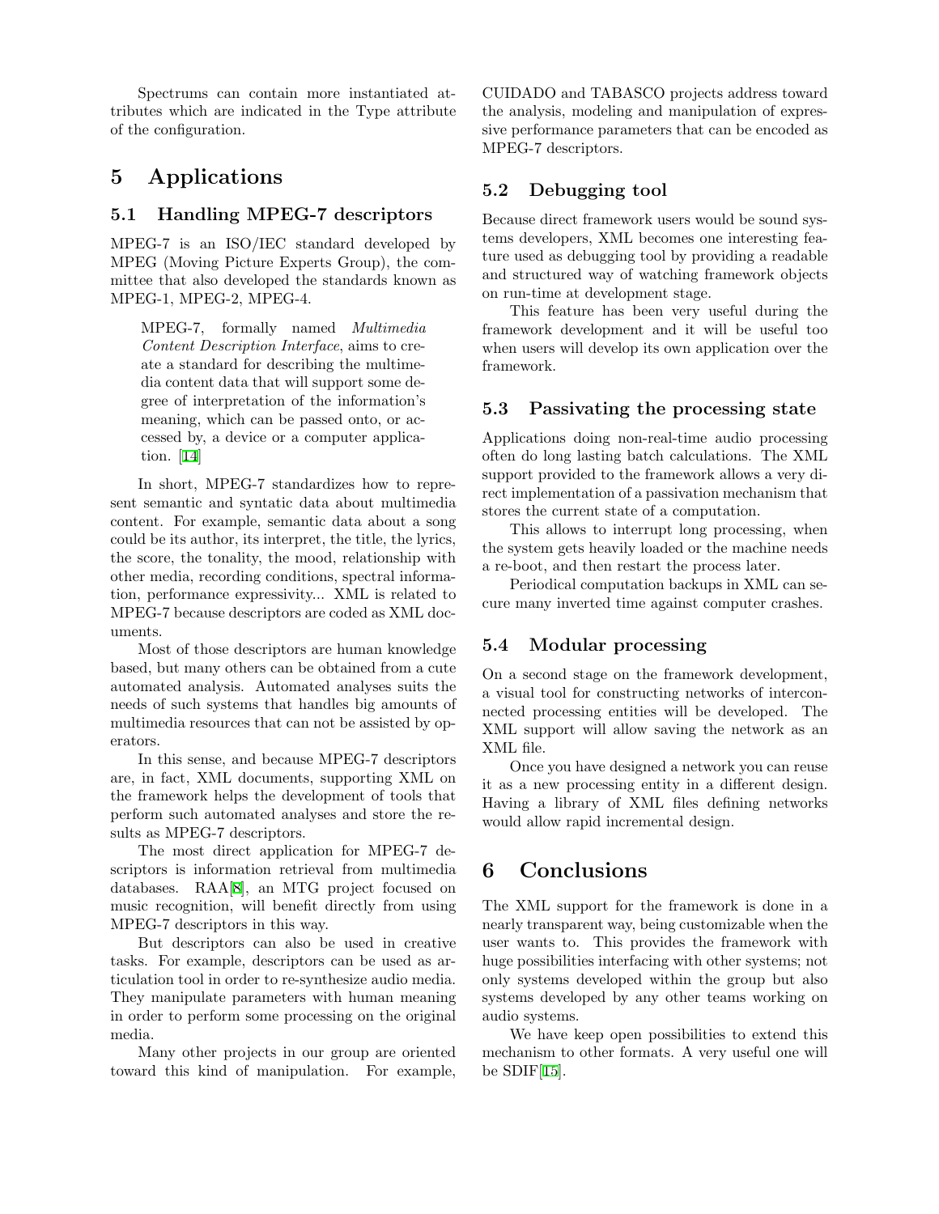Spectrums can contain more instantiated attributes which are indicated in the Type attribute of the configuration.

# 5 Applications

## 5.1 Handling MPEG-7 descriptors

MPEG-7 is an ISO/IEC standard developed by MPEG (Moving Picture Experts Group), the committee that also developed the standards known as MPEG-1, MPEG-2, MPEG-4.

> MPEG-7, formally named *Multimedia Content Description Interface*, aims to create a standard for describing the multimedia content data that will support some degree of interpretation of the information's meaning, which can be passed onto, or accessed by, a device or a computer application. [14]

In short, MPEG-7 standardizes how to represent semantic and syntatic data about multimedia content. For example, semantic data about a song could be its author, its interpret, the title, the lyrics, the score, the tonality, the mood, relationship with other media, recording conditions, spectral information, performance expressivity... XML is related to MPEG-7 because descriptors are coded as XML documents.

Most of those descriptors are human knowledge based, but many others can be obtained from a cute automated analysis. Automated analyses suits the needs of such systems that handles big amounts of multimedia resources that can not be assisted by operators.

In this sense, and because MPEG-7 descriptors are, in fact, XML documents, supporting XML on the framework helps the development of tools that perform such automated analyses and store the results as MPEG-7 descriptors.

The most direct application for MPEG-7 descriptors is information retrieval from multimedia databases. RAA[8], an MTG project focused on music recognition, will benefit directly from using MPEG-7 descriptors in this way.

But descriptors can also be used in creative tasks. For example, descriptors can be used as articulation tool in order to re-synthesize audio media. They manipulate parameters with human meaning in order to perform some processing on the original media.

Many other projects in our group are oriented toward this kind of manipulation. For example, CUIDADO and TABASCO projects address toward the analysis, modeling and manipulation of expressive performance parameters that can be encoded as MPEG-7 descriptors.

## 5.2 Debugging tool

Because direct framework users would be sound systems developers, XML becomes one interesting feature used as debugging tool by providing a readable and structured way of watching framework objects on run-time at development stage.

This feature has been very useful during the framework development and it will be useful too when users will develop its own application over the framework.

## 5.3 Passivating the processing state

Applications doing non-real-time audio processing often do long lasting batch calculations. The XML support provided to the framework allows a very direct implementation of a passivation mechanism that stores the current state of a computation.

This allows to interrupt long processing, when the system gets heavily loaded or the machine needs a re-boot, and then restart the process later.

Periodical computation backups in XML can secure many inverted time against computer crashes.

## 5.4 Modular processing

On a second stage on the framework development, a visual tool for constructing networks of interconnected processing entities will be developed. The XML support will allow saving the network as an XML file.

Once you have designed a network you can reuse it as a new processing entity in a different design. Having a library of XML files defining networks would allow rapid incremental design.

# 6 Conclusions

The XML support for the framework is done in a nearly transparent way, being customizable when the user wants to. This provides the framework with huge possibilities interfacing with other systems; not only systems developed within the group but also systems developed by any other teams working on audio systems.

We have keep open possibilities to extend this mechanism to other formats. A very useful one will be SDIF[15].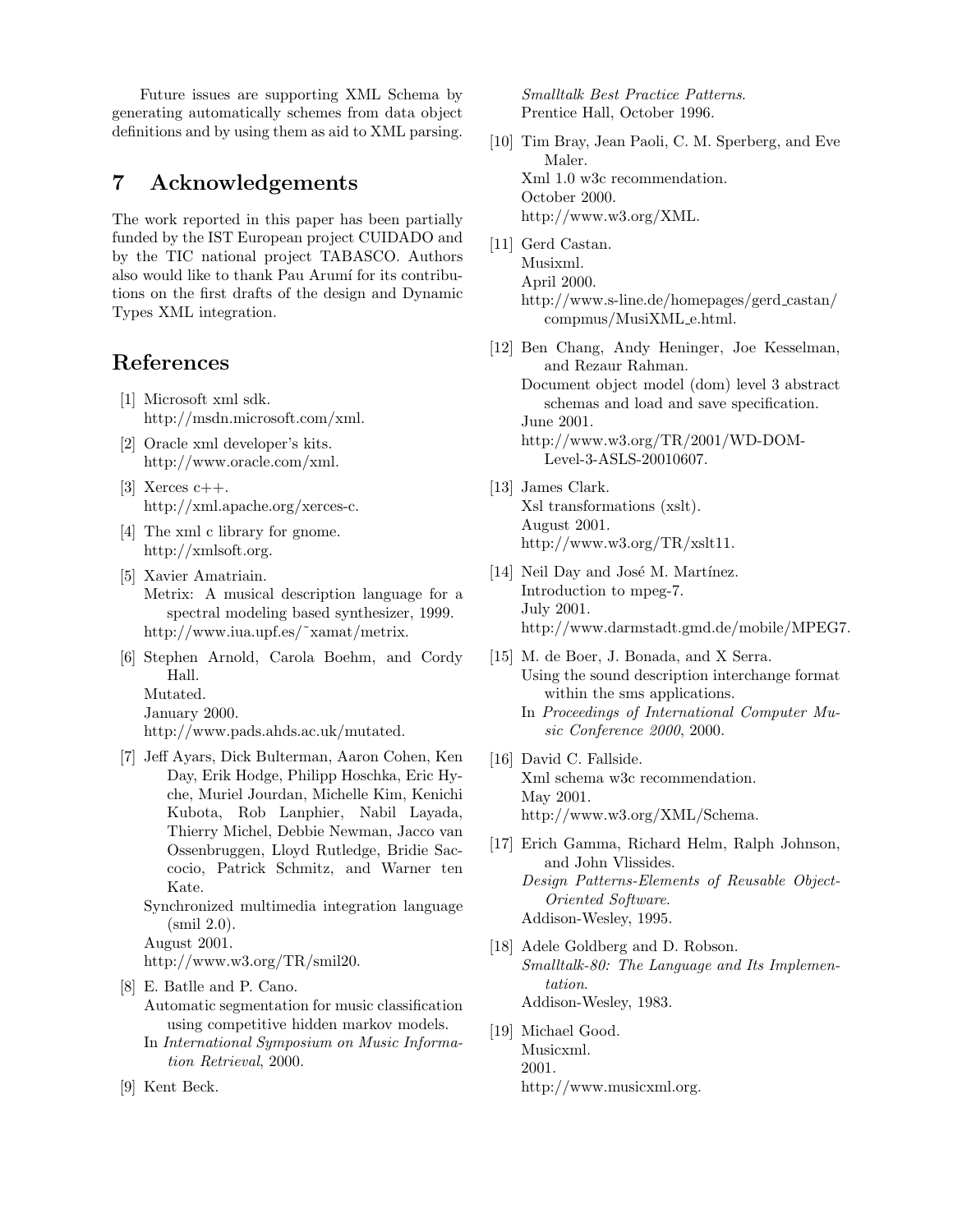Future issues are supporting XML Schema by generating automatically schemes from data object definitions and by using them as aid to XML parsing.

## 7 Acknowledgements

The work reported in this paper has been partially funded by the IST European project CUIDADO and by the TIC national project TABASCO. Authors also would like to thank Pau Arumí for its contributions on the first drafts of the design and Dynamic Types XML integration.

## References

[1] Microsoft xml sdk. http://msdn.microsoft.com/xml.

[2] Oracle xml developer's kits. http://www.oracle.com/xml.

[3] Xerces c++. http://xml.apache.org/xerces-c.

[4] The xml c library for gnome. http://xmlsoft.org.

[5] Xavier Amatriain. Metrix: A musical description language for a spectral modeling based synthesizer, 1999. http://www.iua.upf.es/˜xamat/metrix.

[6] Stephen Arnold, Carola Boehm, and Cordy Hall. Mutated. January 2000. http://www.pads.ahds.ac.uk/mutated.

[7] Jeff Ayars, Dick Bulterman, Aaron Cohen, Ken Day, Erik Hodge, Philipp Hoschka, Eric Hyche, Muriel Jourdan, Michelle Kim, Kenichi Kubota, Rob Lanphier, Nabil Layada, Thierry Michel, Debbie Newman, Jacco van Ossenbruggen, Lloyd Rutledge, Bridie Saccocio, Patrick Schmitz, and Warner ten Kate. Synchronized multimedia integration language (smil 2.0). August 2001. http://www.w3.org/TR/smil20.

[8] E. Batlle and P. Cano. Automatic segmentation for music classification using competitive hidden markov models. In *International Symposium on Music Information Retrieval*, 2000.

[9] Kent Beck. *Smalltalk Best Practice Patterns*. Prentice Hall, October 1996.

[10] Tim Bray, Jean Paoli, C. M. Sperberg, and Eve Maler. Xml 1.0 w3c recommendation. October 2000. http://www.w3.org/XML.

[11] Gerd Castan. Musixml. April 2000. http://www.s-line.de/homepages/gerd_castan/compmus/MusiXML_e.html.

[12] Ben Chang, Andy Heninger, Joe Kesselman, and Rezaur Rahman. Document object model (dom) level 3 abstract schemas and load and save specification. June 2001. http://www.w3.org/TR/2001/WD-DOM-Level-3-ASLS-20010607.

[13] James Clark. Xsl transformations (xslt). August 2001. http://www.w3.org/TR/xslt11.

[14] Neil Day and José M. Martínez. Introduction to mpeg-7. July 2001. http://www.darmstadt.gmd.de/mobile/MPEG7.

[15] M. de Boer, J. Bonada, and X Serra. Using the sound description interchange format within the sms applications. In *Proceedings of International Computer Music Conference 2000*, 2000.

[16] David C. Fallside. Xml schema w3c recommendation. May 2001. http://www.w3.org/XML/Schema.

[17] Erich Gamma, Richard Helm, Ralph Johnson, and John Vlissides. *Design Patterns-Elements of Reusable Object-Oriented Software*. Addison-Wesley, 1995.

[18] Adele Goldberg and D. Robson. *Smalltalk-80: The Language and Its Implementation*. Addison-Wesley, 1983.

[19] Michael Good. Musicxml. 2001. http://www.musicxml.org.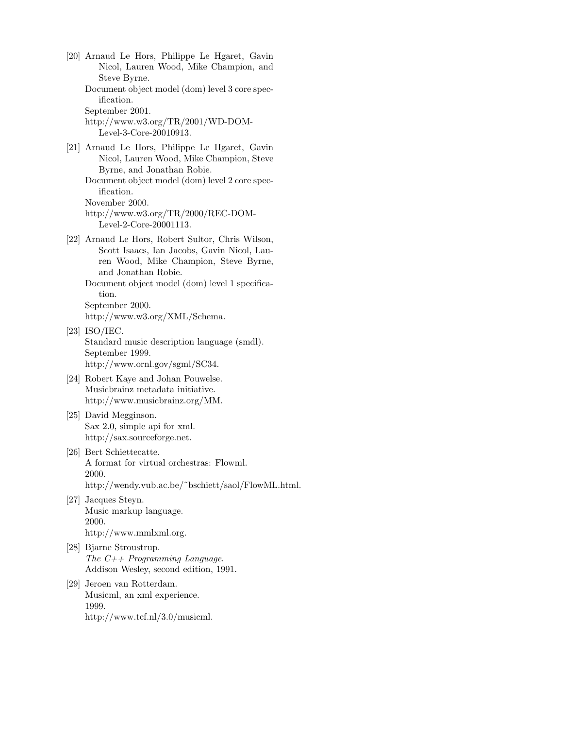[20] Arnaud Le Hors, Philippe Le Hgaret, Gavin Nicol, Lauren Wood, Mike Champion, and Steve Byrne.
Document object model (dom) level 3 core specification.
September 2001.
http://www.w3.org/TR/2001/WD-DOM-Level-3-Core-20010913.

[21] Arnaud Le Hors, Philippe Le Hgaret, Gavin Nicol, Lauren Wood, Mike Champion, Steve Byrne, and Jonathan Robie.
Document object model (dom) level 2 core specification.
November 2000.
http://www.w3.org/TR/2000/REC-DOM-Level-2-Core-20001113.

[22] Arnaud Le Hors, Robert Sultor, Chris Wilson, Scott Isaacs, Ian Jacobs, Gavin Nicol, Lauren Wood, Mike Champion, Steve Byrne, and Jonathan Robie.
Document object model (dom) level 1 specification.
September 2000.
http://www.w3.org/XML/Schema.

[23] ISO/IEC.
Standard music description language (smdl).
September 1999.
http://www.ornl.gov/sgml/SC34.

[24] Robert Kaye and Johan Pouwelse.
Musicbrainz metadata initiative.
http://www.musicbrainz.org/MM.

[25] David Megginson.
Sax 2.0, simple api for xml.
http://sax.sourceforge.net.

[26] Bert Schiettecatte.
A format for virtual orchestras: Flowml.
2000.
http://wendy.vub.ac.be/~bschiett/saol/FlowML.html.

[27] Jacques Steyn.
Music markup language.
2000.
http://www.mmlxml.org.

[28] Bjarne Stroustrup.
*The C++ Programming Language.*
Addison Wesley, second edition, 1991.

[29] Jeroen van Rotterdam.
Musicml, an xml experience.
1999.
http://www.tcf.nl/3.0/musicml.